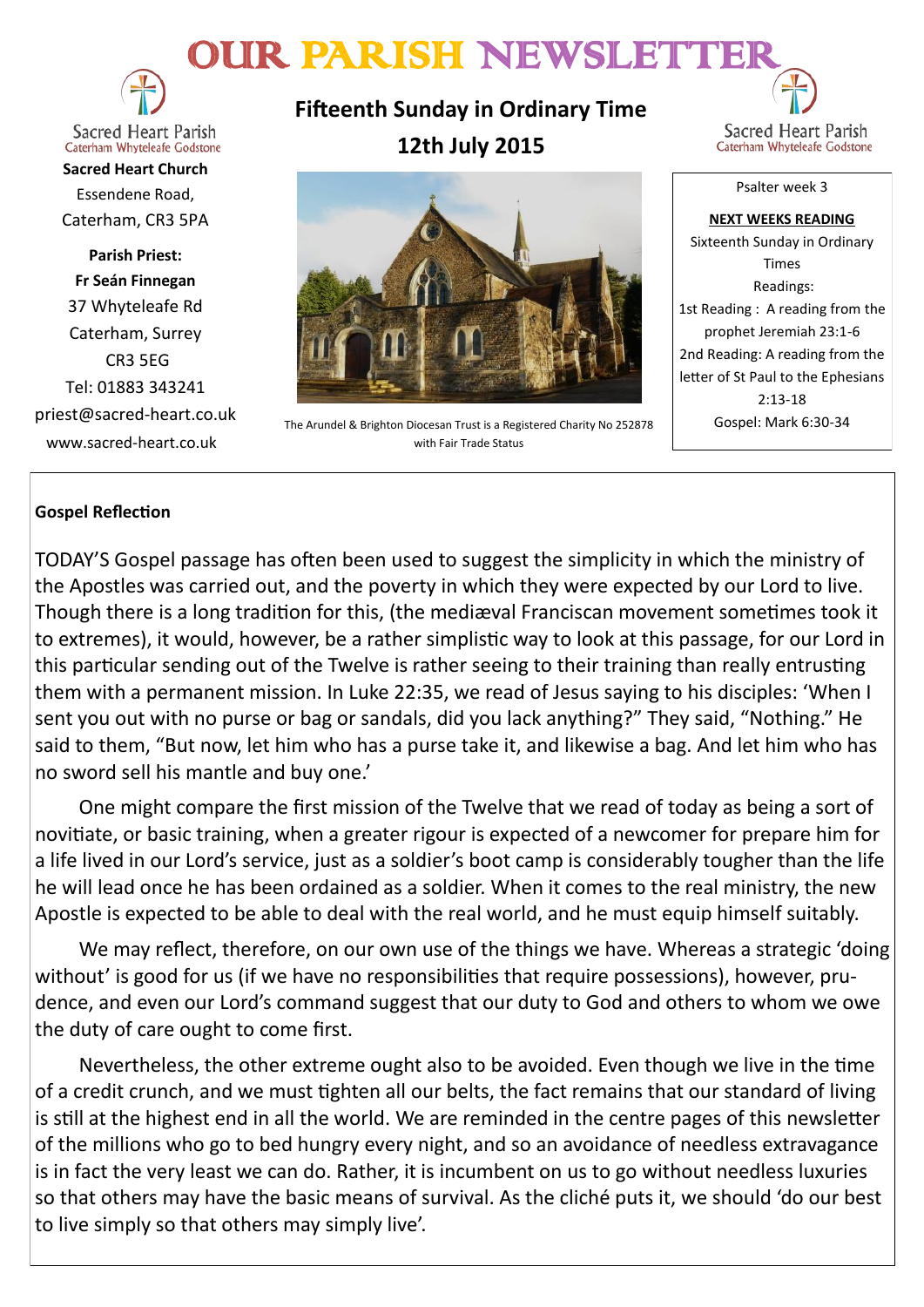# OUR PARISH NEWSLETTER

Sacred Heart Parish
Caterham Whyteleafe Godstone

**Sacred Heart Church**
Essendene Road,
Caterham, CR3 5PA

**Parish Priest:**
**Fr Seán Finnegan**
37 Whyteleafe Rd
Caterham, Surrey
CR3 5EG
Tel: 01883 343241
priest@sacred-heart.co.uk
www.sacred-heart.co.uk

## Fifteenth Sunday in Ordinary Time
## 12th July 2015

The Arundel & Brighton Diocesan Trust is a Registered Charity No 252878 with Fair Trade Status

Sacred Heart Parish
Caterham Whyteleafe Godstone

Psalter week 3

**NEXT WEEKS READING**
Sixteenth Sunday in Ordinary Times
Readings:
1st Reading : A reading from the prophet Jeremiah 23:1-6
2nd Reading: A reading from the letter of St Paul to the Ephesians 2:13-18
Gospel: Mark 6:30-34

**Gospel Reflection**

TODAY'S Gospel passage has often been used to suggest the simplicity in which the ministry of the Apostles was carried out, and the poverty in which they were expected by our Lord to live. Though there is a long tradition for this, (the mediæval Franciscan movement sometimes took it to extremes), it would, however, be a rather simplistic way to look at this passage, for our Lord in this particular sending out of the Twelve is rather seeing to their training than really entrusting them with a permanent mission. In Luke 22:35, we read of Jesus saying to his disciples: 'When I sent you out with no purse or bag or sandals, did you lack anything?" They said, "Nothing." He said to them, "But now, let him who has a purse take it, and likewise a bag. And let him who has no sword sell his mantle and buy one.'

One might compare the first mission of the Twelve that we read of today as being a sort of novitiate, or basic training, when a greater rigour is expected of a newcomer for prepare him for a life lived in our Lord's service, just as a soldier's boot camp is considerably tougher than the life he will lead once he has been ordained as a soldier. When it comes to the real ministry, the new Apostle is expected to be able to deal with the real world, and he must equip himself suitably.

We may reflect, therefore, on our own use of the things we have. Whereas a strategic 'doing without' is good for us (if we have no responsibilities that require possessions), however, prudence, and even our Lord's command suggest that our duty to God and others to whom we owe the duty of care ought to come first.

Nevertheless, the other extreme ought also to be avoided. Even though we live in the time of a credit crunch, and we must tighten all our belts, the fact remains that our standard of living is still at the highest end in all the world. We are reminded in the centre pages of this newsletter of the millions who go to bed hungry every night, and so an avoidance of needless extravagance is in fact the very least we can do. Rather, it is incumbent on us to go without needless luxuries so that others may have the basic means of survival. As the cliché puts it, we should 'do our best to live simply so that others may simply live'.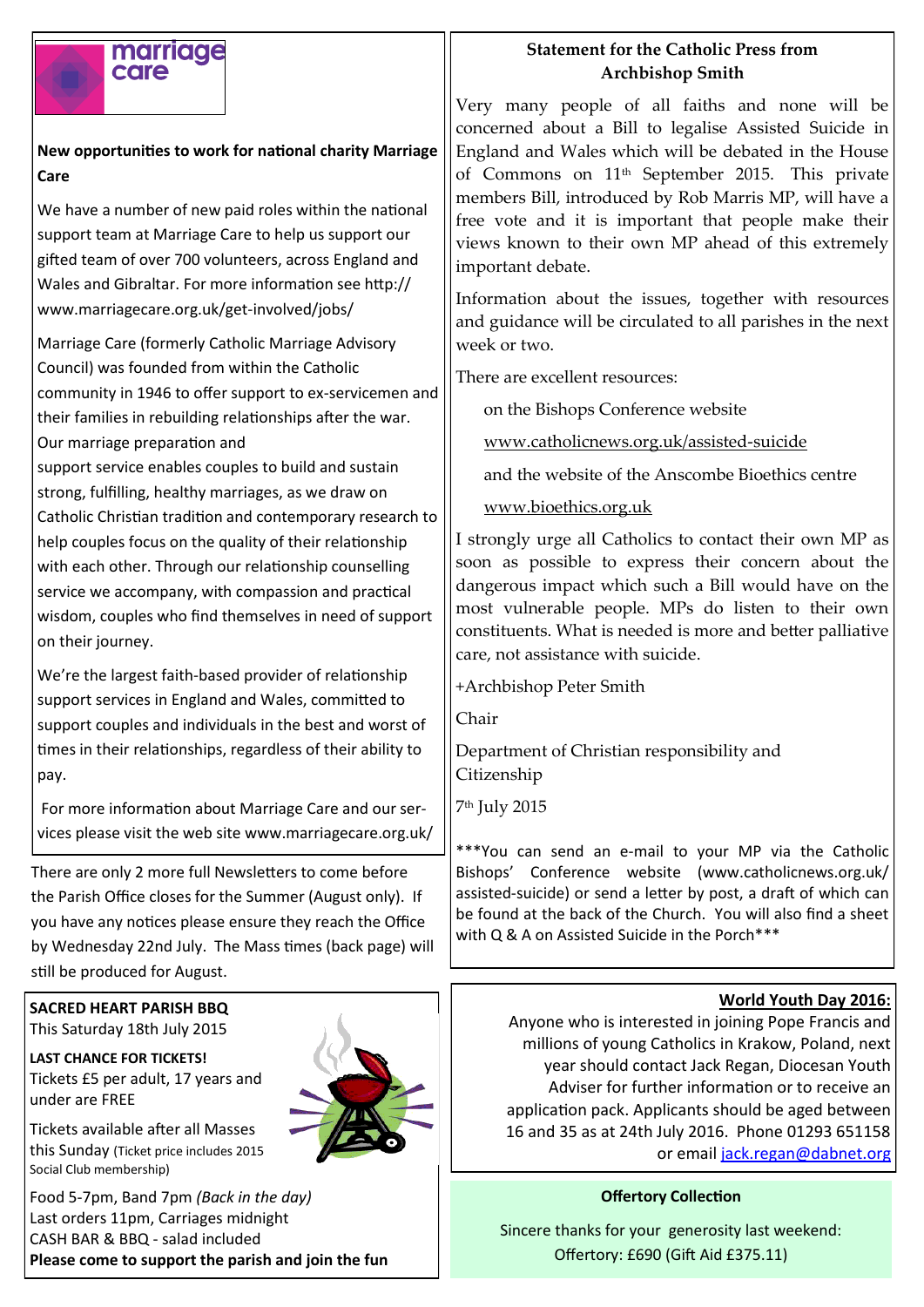marriage care

**New opportunities to work for national charity Marriage Care**

We have a number of new paid roles within the national support team at Marriage Care to help us support our gifted team of over 700 volunteers, across England and Wales and Gibraltar. For more information see http://www.marriagecare.org.uk/get-involved/jobs/

Marriage Care (formerly Catholic Marriage Advisory Council) was founded from within the Catholic community in 1946 to offer support to ex-servicemen and their families in rebuilding relationships after the war. Our marriage preparation and support service enables couples to build and sustain strong, fulfilling, healthy marriages, as we draw on Catholic Christian tradition and contemporary research to help couples focus on the quality of their relationship with each other. Through our relationship counselling service we accompany, with compassion and practical wisdom, couples who find themselves in need of support on their journey.

We're the largest faith-based provider of relationship support services in England and Wales, committed to support couples and individuals in the best and worst of times in their relationships, regardless of their ability to pay.

For more information about Marriage Care and our services please visit the web site www.marriagecare.org.uk/

There are only 2 more full Newsletters to come before the Parish Office closes for the Summer (August only). If you have any notices please ensure they reach the Office by Wednesday 22nd July. The Mass times (back page) will still be produced for August.

**SACRED HEART PARISH BBQ**
This Saturday 18th July 2015

**LAST CHANCE FOR TICKETS!**
Tickets £5 per adult, 17 years and under are FREE

Tickets available after all Masses this Sunday (Ticket price includes 2015 Social Club membership)

Food 5-7pm, Band 7pm *(Back in the day)*
Last orders 11pm, Carriages midnight
CASH BAR & BBQ - salad included
**Please come to support the parish and join the fun**

**Statement for the Catholic Press from Archbishop Smith**

Very many people of all faiths and none will be concerned about a Bill to legalise Assisted Suicide in England and Wales which will be debated in the House of Commons on 11th September 2015. This private members Bill, introduced by Rob Marris MP, will have a free vote and it is important that people make their views known to their own MP ahead of this extremely important debate.

Information about the issues, together with resources and guidance will be circulated to all parishes in the next week or two.

There are excellent resources:

on the Bishops Conference website

www.catholicnews.org.uk/assisted-suicide

and the website of the Anscombe Bioethics centre

www.bioethics.org.uk

I strongly urge all Catholics to contact their own MP as soon as possible to express their concern about the dangerous impact which such a Bill would have on the most vulnerable people. MPs do listen to their own constituents. What is needed is more and better palliative care, not assistance with suicide.

+Archbishop Peter Smith

Chair

Department of Christian responsibility and Citizenship

7th July 2015

***You can send an e-mail to your MP via the Catholic Bishops' Conference website (www.catholicnews.org.uk/assisted-suicide) or send a letter by post, a draft of which can be found at the back of the Church. You will also find a sheet with Q & A on Assisted Suicide in the Porch***

**World Youth Day 2016:**

Anyone who is interested in joining Pope Francis and millions of young Catholics in Krakow, Poland, next year should contact Jack Regan, Diocesan Youth Adviser for further information or to receive an application pack. Applicants should be aged between 16 and 35 as at 24th July 2016. Phone 01293 651158 or email jack.regan@dabnet.org

**Offertory Collection**

Sincere thanks for your generosity last weekend:
Offertory: £690 (Gift Aid £375.11)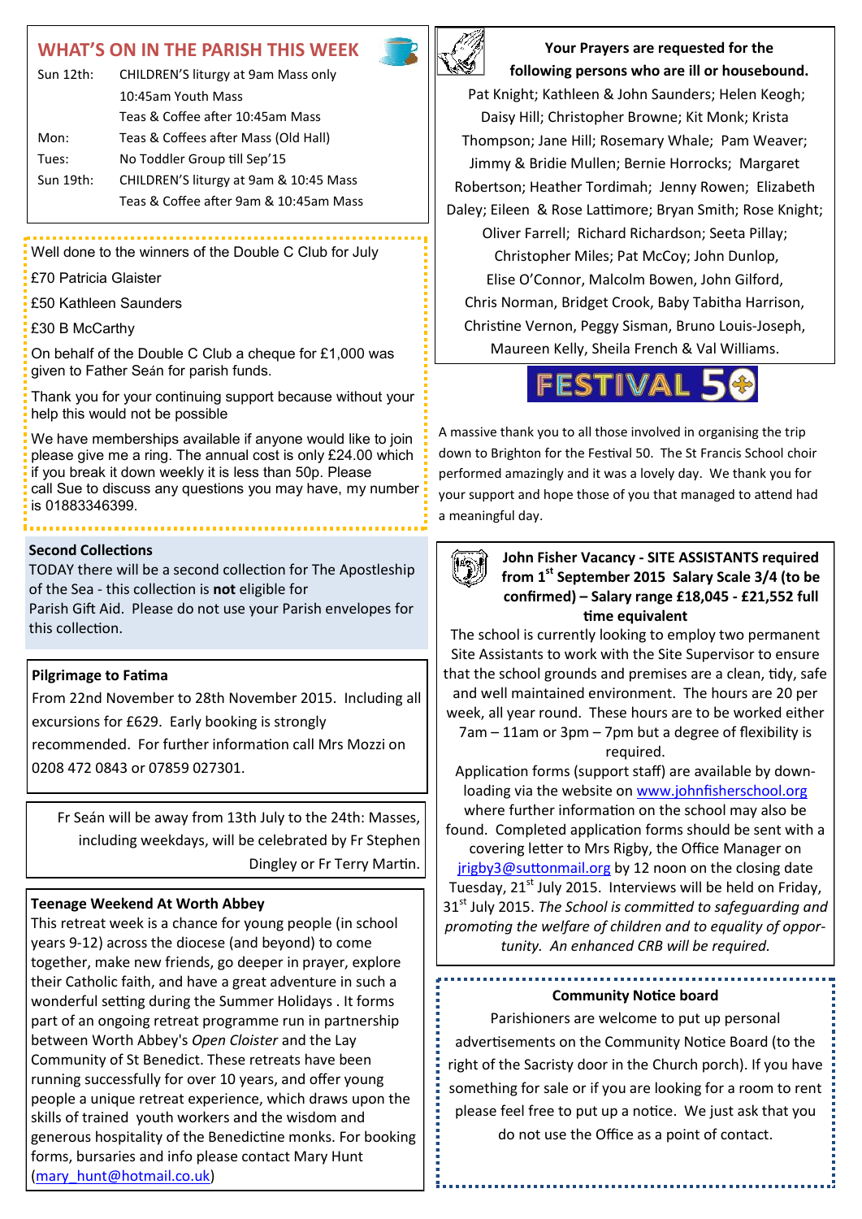## WHAT'S ON IN THE PARISH THIS WEEK

| | |
|---|---|
| Sun 12th: | CHILDREN'S liturgy at 9am Mass only |
| | 10:45am Youth Mass |
| | Teas & Coffee after 10:45am Mass |
| Mon: | Teas & Coffees after Mass (Old Hall) |
| Tues: | No Toddler Group till Sep'15 |
| Sun 19th: | CHILDREN'S liturgy at 9am & 10:45 Mass |
| | Teas & Coffee after 9am & 10:45am Mass |

Well done to the winners of the Double C Club for July

£70 Patricia Glaister

£50 Kathleen Saunders

£30 B McCarthy

On behalf of the Double C Club a cheque for £1,000 was given to Father Seán for parish funds.

Thank you for your continuing support because without your help this would not be possible

We have memberships available if anyone would like to join please give me a ring. The annual cost is only £24.00 which if you break it down weekly it is less than 50p. Please call Sue to discuss any questions you may have, my number is 01883346399.

**Second Collections**

TODAY there will be a second collection for The Apostleship of the Sea - this collection is **not** eligible for Parish Gift Aid. Please do not use your Parish envelopes for this collection.

**Pilgrimage to Fatima**

From 22nd November to 28th November 2015. Including all excursions for £629. Early booking is strongly recommended. For further information call Mrs Mozzi on 0208 472 0843 or 07859 027301.

Fr Seán will be away from 13th July to the 24th: Masses, including weekdays, will be celebrated by Fr Stephen Dingley or Fr Terry Martin.

**Teenage Weekend At Worth Abbey**

This retreat week is a chance for young people (in school years 9-12) across the diocese (and beyond) to come together, make new friends, go deeper in prayer, explore their Catholic faith, and have a great adventure in such a wonderful setting during the Summer Holidays . It forms part of an ongoing retreat programme run in partnership between Worth Abbey's *Open Cloister* and the Lay Community of St Benedict. These retreats have been running successfully for over 10 years, and offer young people a unique retreat experience, which draws upon the skills of trained youth workers and the wisdom and generous hospitality of the Benedictine monks. For booking forms, bursaries and info please contact Mary Hunt (mary_hunt@hotmail.co.uk)

**Your Prayers are requested for the following persons who are ill or housebound.**

Pat Knight; Kathleen & John Saunders; Helen Keogh; Daisy Hill; Christopher Browne; Kit Monk; Krista Thompson; Jane Hill; Rosemary Whale; Pam Weaver; Jimmy & Bridie Mullen; Bernie Horrocks; Margaret Robertson; Heather Tordimah; Jenny Rowen; Elizabeth Daley; Eileen & Rose Lattimore; Bryan Smith; Rose Knight; Oliver Farrell; Richard Richardson; Seeta Pillay; Christopher Miles; Pat McCoy; John Dunlop, Elise O'Connor, Malcolm Bowen, John Gilford, Chris Norman, Bridget Crook, Baby Tabitha Harrison, Christine Vernon, Peggy Sisman, Bruno Louis-Joseph, Maureen Kelly, Sheila French & Val Williams.

FESTIVAL 50

A massive thank you to all those involved in organising the trip down to Brighton for the Festival 50. The St Francis School choir performed amazingly and it was a lovely day. We thank you for your support and hope those of you that managed to attend had a meaningful day.

**John Fisher Vacancy - SITE ASSISTANTS required from 1st September 2015 Salary Scale 3/4 (to be confirmed) – Salary range £18,045 - £21,552 full time equivalent**

The school is currently looking to employ two permanent Site Assistants to work with the Site Supervisor to ensure that the school grounds and premises are a clean, tidy, safe and well maintained environment. The hours are 20 per week, all year round. These hours are to be worked either 7am – 11am or 3pm – 7pm but a degree of flexibility is required.

Application forms (support staff) are available by downloading via the website on www.johnfisherschool.org where further information on the school may also be found. Completed application forms should be sent with a covering letter to Mrs Rigby, the Office Manager on jrigby3@suttonmail.org by 12 noon on the closing date Tuesday, 21st July 2015. Interviews will be held on Friday, 31st July 2015. *The School is committed to safeguarding and promoting the welfare of children and to equality of opportunity. An enhanced CRB will be required.*

**Community Notice board**

Parishioners are welcome to put up personal advertisements on the Community Notice Board (to the right of the Sacristy door in the Church porch). If you have something for sale or if you are looking for a room to rent please feel free to put up a notice. We just ask that you do not use the Office as a point of contact.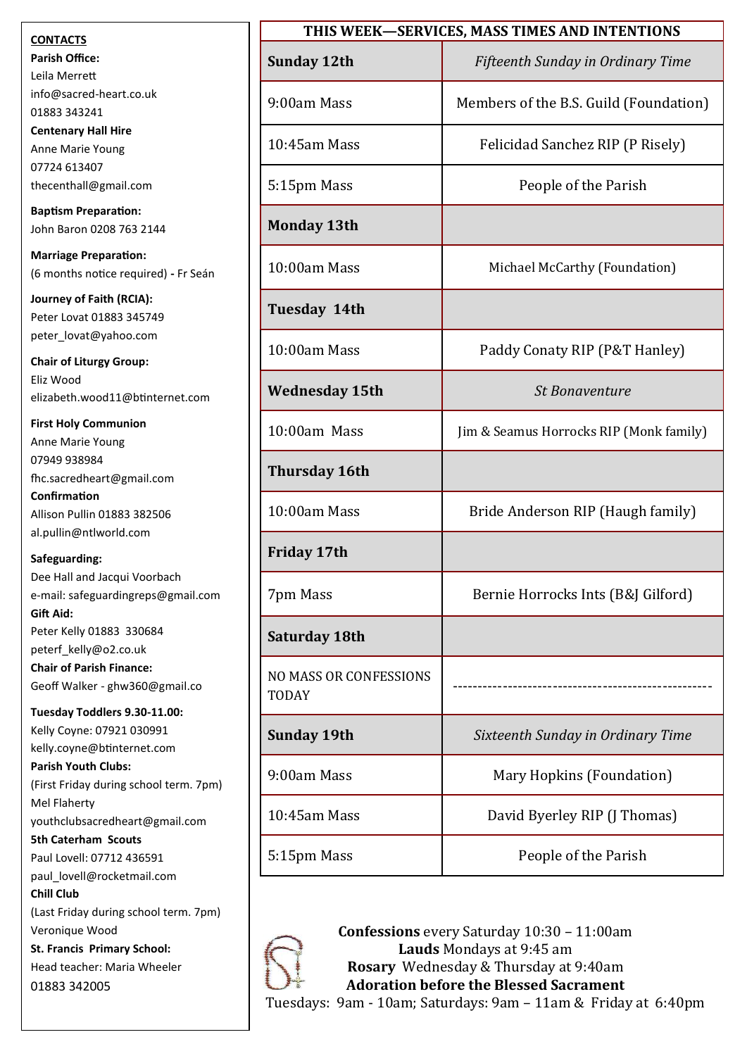**CONTACTS**

**Parish Office:**
Leila Merrett
info@sacred-heart.co.uk
01883 343241

**Centenary Hall Hire**
Anne Marie Young
07724 613407
thecenthall@gmail.com

**Baptism Preparation:**
John Baron 0208 763 2144

**Marriage Preparation:**
(6 months notice required) **-** Fr Seán

**Journey of Faith (RCIA):**
Peter Lovat 01883 345749
peter_lovat@yahoo.com

**Chair of Liturgy Group:**
Eliz Wood
elizabeth.wood11@btinternet.com

**First Holy Communion**
Anne Marie Young
07949 938984
fhc.sacredheart@gmail.com

**Confirmation**
Allison Pullin 01883 382506
al.pullin@ntlworld.com

**Safeguarding:**
Dee Hall and Jacqui Voorbach
e-mail: safeguardingreps@gmail.com

**Gift Aid:**
Peter Kelly 01883 330684
peterf_kelly@o2.co.uk

**Chair of Parish Finance:**
Geoff Walker - ghw360@gmail.co

**Tuesday Toddlers 9.30-11.00:**
Kelly Coyne: 07921 030991
kelly.coyne@btinternet.com

**Parish Youth Clubs:**
(First Friday during school term. 7pm)
Mel Flaherty
youthclubsacredheart@gmail.com

**5th Caterham Scouts**
Paul Lovell: 07712 436591
paul_lovell@rocketmail.com

**Chill Club**
(Last Friday during school term. 7pm)
Veronique Wood

**St. Francis Primary School:**
Head teacher: Maria Wheeler
01883 342005

**THIS WEEK—SERVICES, MASS TIMES AND INTENTIONS**

| | |
|---|---|
| **Sunday 12th** | *Fifteenth Sunday in Ordinary Time* |
| 9:00am Mass | Members of the B.S. Guild (Foundation) |
| 10:45am Mass | Felicidad Sanchez RIP (P Risely) |
| 5:15pm Mass | People of the Parish |
| **Monday 13th** | |
| 10:00am Mass | Michael McCarthy (Foundation) |
| **Tuesday 14th** | |
| 10:00am Mass | Paddy Conaty RIP (P&T Hanley) |
| **Wednesday 15th** | *St Bonaventure* |
| 10:00am Mass | Jim & Seamus Horrocks RIP (Monk family) |
| **Thursday 16th** | |
| 10:00am Mass | Bride Anderson RIP (Haugh family) |
| **Friday 17th** | |
| 7pm Mass | Bernie Horrocks Ints (B&J Gilford) |
| **Saturday 18th** | |
| NO MASS OR CONFESSIONS TODAY | ---------------------------------------------------- |
| **Sunday 19th** | *Sixteenth Sunday in Ordinary Time* |
| 9:00am Mass | Mary Hopkins (Foundation) |
| 10:45am Mass | David Byerley RIP (J Thomas) |
| 5:15pm Mass | People of the Parish |

**Confessions** every Saturday 10:30 – 11:00am
**Lauds** Mondays at 9:45 am
**Rosary** Wednesday & Thursday at 9:40am
**Adoration before the Blessed Sacrament**
Tuesdays: 9am - 10am; Saturdays: 9am – 11am & Friday at 6:40pm